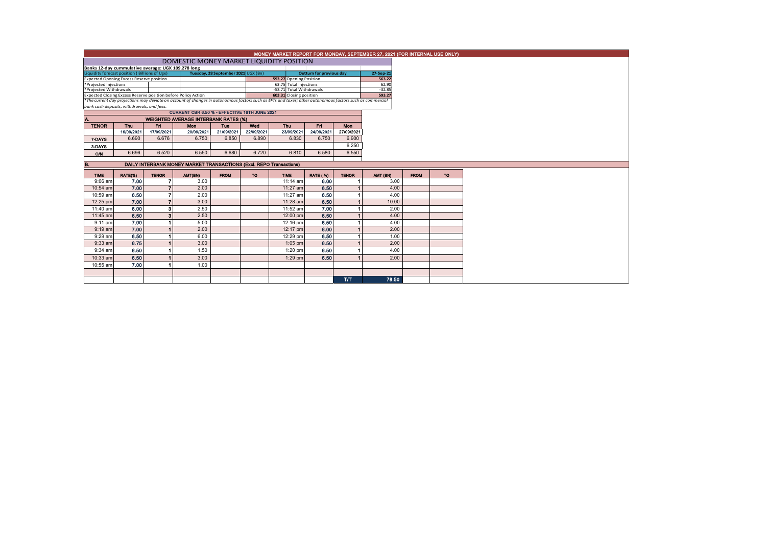# MONEY MARKET REPORT FOR MONDAY, SEPTEMBER 27, 2021 (FOR INTERNAL USE ONLY)

## DOMESTIC MONEY MARKET LIQUIDITY POSITION

**Banks 12-day cummulative average: UGX 109.278 long**

| Liquidity forecast position ( Billions of Ugx) | Tuesday, 28 September 2021 UGX (Bn) | | Outturn for previous day | 27-Sep-21 |
|---|---|---|---|---|
| Expected Opening Excess Reserve position | 593.27 | Opening Position | | 563.22 |
| *Projected Injections | 63.75 | Total Injections | | 62.90 |
| *Projected Withdrawals | -53.71 | Total Withdrawals | | -32.85 |
| Expected Closing Excess Reserve position before Policy Action | 603.31 | Closing position | | 593.27 |

*\*The current day projections may deviate on account of changes in autonomous factors such as EFTs and taxes; other autonomous factors such as commercial bank cash deposits, withdrawals, and fees.*

**CURRENT CBR 6.50 % - EFFECTIVE 16TH JUNE 2021**

### A. WEIGHTED AVERAGE INTERBANK RATES (%)

| TENOR | Thu | Fri | Mon | Tue | Wed | Thu | Fri | Mon |
|---|---|---|---|---|---|---|---|---|
| | 16/09/2021 | 17/09/2021 | 20/09/2021 | 21/09/2021 | 22/09/2021 | 23/09/2021 | 24/09/2021 | 27/09/2021 |
| 7-DAYS | 6.690 | 6.676 | 6.750 | 6.850 | 6.890 | 6.830 | 6.750 | 6.900 |
| 3-DAYS | | | | | | | | 6.250 |
| O/N | 6.696 | 6.520 | 6.550 | 6.680 | 6.720 | 6.810 | 6.580 | 6.550 |

### B. DAILY INTERBANK MONEY MARKET TRANSACTIONS (Excl. REPO Transactions)

| TIME | RATE(%) | TENOR | AMT(BN) | FROM | TO | TIME | RATE (%) | TENOR | AMT (BN) | FROM | TO |
|---|---|---|---|---|---|---|---|---|---|---|---|
| 9:06 am | 7.00 | 7 | 3.00 | | | 11:14 am | 6.00 | 1 | 3.00 | | |
| 10:54 am | 7.00 | 7 | 2.00 | | | 11:27 am | 6.50 | 1 | 4.00 | | |
| 10:59 am | 6.50 | 7 | 2.00 | | | 11:27 am | 6.50 | 1 | 4.00 | | |
| 12:25 pm | 7.00 | 7 | 3.00 | | | 11:28 am | 6.50 | 1 | 10.00 | | |
| 11:40 am | 6.00 | 3 | 2.50 | | | 11:52 am | 7.00 | 1 | 2.00 | | |
| 11:45 am | 6.50 | 3 | 2.50 | | | 12:00 pm | 6.50 | 1 | 4.00 | | |
| 9:11 am | 7.00 | 1 | 5.00 | | | 12:16 pm | 6.50 | 1 | 4.00 | | |
| 9:19 am | 7.00 | 1 | 2.00 | | | 12:17 pm | 6.00 | 1 | 2.00 | | |
| 9:29 am | 6.50 | 1 | 6.00 | | | 12:29 pm | 6.50 | 1 | 1.00 | | |
| 9:33 am | 6.75 | 1 | 3.00 | | | 1:05 pm | 6.50 | 1 | 2.00 | | |
| 9:34 am | 6.50 | 1 | 1.50 | | | 1:20 pm | 6.50 | 1 | 4.00 | | |
| 10:33 am | 6.50 | 1 | 3.00 | | | 1:29 pm | 6.50 | 1 | 2.00 | | |
| 10:55 am | 7.00 | 1 | 1.00 | | | | | | | | |
| | | | | | | | | T/T | 78.50 | | |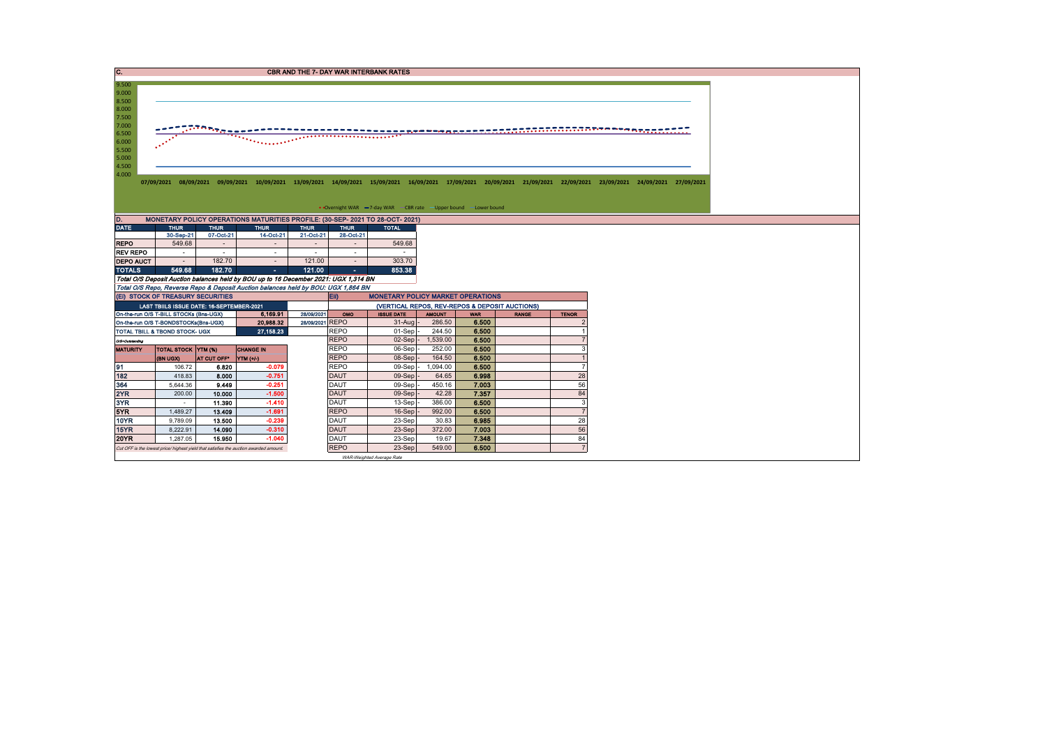## C. CBR AND THE 7- DAY WAR INTERBANK RATES

9.500
9.000
8.500
8.000
7.500
7.000
6.500
6.000
5.500
5.000
4.500
4.000

07/09/2021 08/09/2021 09/09/2021 10/09/2021 13/09/2021 14/09/2021 15/09/2021 16/09/2021 17/09/2021 20/09/2021 21/09/2021 22/09/2021 23/09/2021 24/09/2021 27/09/2021

Overnight WAR — 7-day WAR — CBR rate — Upper bound — Lower bound

## D. MONETARY POLICY OPERATIONS MATURITIES PROFILE: (30-SEP- 2021 TO 28-OCT- 2021)

| DATE | THUR | THUR | THUR | THUR | THUR | TOTAL |
|---|---|---|---|---|---|---|
| | 30-Sep-21 | 07-Oct-21 | 14-Oct-21 | 21-Oct-21 | 28-Oct-21 | |
| REPO | 549.68 | - | - | - | - | 549.68 |
| REV REPO | - | - | - | - | - | - |
| DEPO AUCT | - | 182.70 | - | 121.00 | - | 303.70 |
| TOTALS | 549.68 | 182.70 | - | 121.00 | - | 853.38 |

*Total O/S Deposit Auction balances held by BOU up to 16 December 2021: UGX 1,314 BN*

*Total O/S Repo, Reverse Repo & Deposit Auction balances held by BOU: UGX 1,864 BN*

## (EI) STOCK OF TREASURY SECURITIES

| LAST TBIILS ISSUE DATE: 16-SEPTEMBER-2021 | | | | |
|---|---|---|---|---|
| On-the-run O/S T-BILL STOCKs (Bns-UGX) | | | 6,169.91 | 28/09/2021 |
| On-the-run O/S T-BONDSTOCKs(Bns-UGX) | | | 20,988.32 | 28/09/2021 |
| TOTAL TBILL & TBOND STOCK- UGX | | | 27,158.23 | |
| *O/S=Outstanding* | | | | |
| **MATURITY** | **TOTAL STOCK (BN UGX)** | **YTM (%) AT CUT OFF\*** | **CHANGE IN YTM (+/-)** | |
| 91 | 106.72 | 6.820 | -0.079 | |
| 182 | 418.83 | 8.000 | -0.751 | |
| 364 | 5,644.36 | 9.449 | -0.251 | |
| 2YR | 200.00 | 10.000 | -1.500 | |
| 3YR | - | 11.390 | -1.410 | |
| 5YR | 1,489.27 | 13.409 | -1.691 | |
| 10YR | 9,789.09 | 13.500 | -0.239 | |
| 15YR | 8,222.91 | 14.090 | -0.310 | |
| 20YR | 1,287.05 | 15.950 | -1.040 | |

*Cut OFF is the lowest price/ highest yield that satisfies the auction awarded amount.*

## EII) MONETARY POLICY MARKET OPERATIONS

(VERTICAL REPOS, REV-REPOS & DEPOSIT AUCTIONS)

| OMO | ISSUE DATE | AMOUNT | WAR | RANGE | TENOR |
|---|---|---|---|---|---|
| REPO | 31-Aug | 286.50 | 6.500 | | 2 |
| REPO | 01-Sep | 244.50 | 6.500 | | 1 |
| REPO | 02-Sep | 1,539.00 | 6.500 | | 7 |
| REPO | 06-Sep | 252.00 | 6.500 | | 3 |
| REPO | 08-Sep | 164.50 | 6.500 | | 1 |
| REPO | 09-Sep | 1,094.00 | 6.500 | | 7 |
| DAUT | 09-Sep | 64.65 | 6.998 | | 28 |
| DAUT | 09-Sep | 450.16 | 7.003 | | 56 |
| DAUT | 09-Sep | 42.28 | 7.357 | | 84 |
| DAUT | 13-Sep | 386.00 | 6.500 | | 3 |
| REPO | 16-Sep | 992.00 | 6.500 | | 7 |
| DAUT | 23-Sep | 30.83 | 6.985 | | 28 |
| DAUT | 23-Sep | 372.00 | 7.003 | | 56 |
| DAUT | 23-Sep | 19.67 | 7.348 | | 84 |
| REPO | 23-Sep | 549.00 | 6.500 | | 7 |

*WAR-Weighted Average Rate*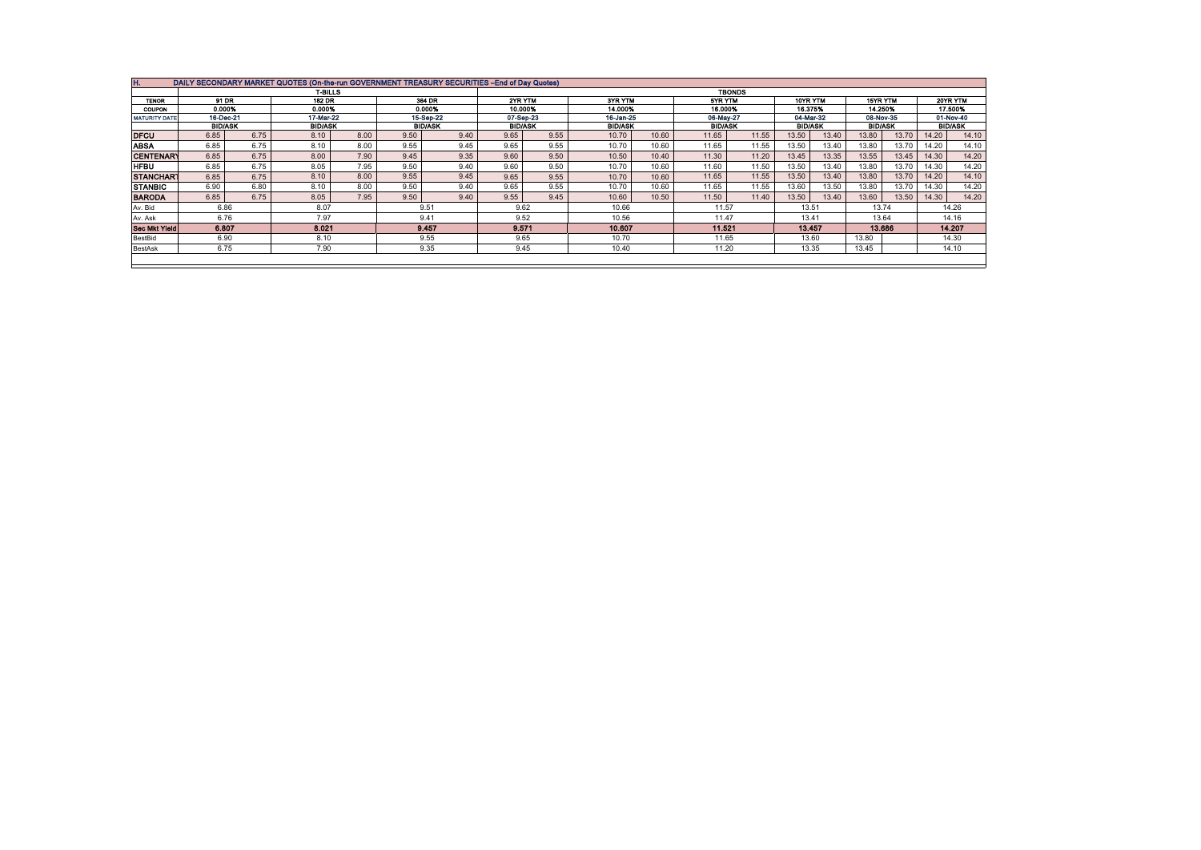| H. | DAILY SECONDARY MARKET QUOTES (On-the-run GOVERNMENT TREASURY SECURITIES –End of Day Quotes) | | | | | | | | | | | | | | | | | | |
|---|---|---|---|---|---|---|---|---|---|---|---|---|---|---|---|---|---|---|---|
| | T-BILLS | | | | | | TBONDS | | | | | | | | | | | | |
| TENOR | 91 DR | | 182 DR | | 364 DR | | 2YR YTM | | 3YR YTM | | 5YR YTM | | 10YR YTM | | 15YR YTM | | 20YR YTM | | |
| COUPON | 0.000% | | 0.000% | | 0.000% | | 10.000% | | 14.000% | | 16.000% | | 16.375% | | 14.250% | | 17.500% | | |
| MATURITY DATE | 16-Dec-21 | | 17-Mar-22 | | 15-Sep-22 | | 07-Sep-23 | | 16-Jan-25 | | 06-May-27 | | 04-Mar-32 | | 08-Nov-35 | | 01-Nov-40 | | |
| | BID/ASK | | BID/ASK | | BID/ASK | | BID/ASK | | BID/ASK | | BID/ASK | | BID/ASK | | BID/ASK | | BID/ASK | | |
| DFCU | 6.85 | 6.75 | 8.10 | 8.00 | 9.50 | 9.40 | 9.65 | 9.55 | 10.70 | 10.60 | 11.65 | 11.55 | 13.50 | 13.40 | 13.80 | 13.70 | 14.20 | 14.10 | |
| ABSA | 6.85 | 6.75 | 8.10 | 8.00 | 9.55 | 9.45 | 9.65 | 9.55 | 10.70 | 10.60 | 11.65 | 11.55 | 13.50 | 13.40 | 13.80 | 13.70 | 14.20 | 14.10 | |
| CENTENARY | 6.85 | 6.75 | 8.00 | 7.90 | 9.45 | 9.35 | 9.60 | 9.50 | 10.50 | 10.40 | 11.30 | 11.20 | 13.45 | 13.35 | 13.55 | 13.45 | 14.30 | 14.20 | |
| HFBU | 6.85 | 6.75 | 8.05 | 7.95 | 9.50 | 9.40 | 9.60 | 9.50 | 10.70 | 10.60 | 11.60 | 11.50 | 13.50 | 13.40 | 13.80 | 13.70 | 14.30 | 14.20 | |
| STANCHART | 6.85 | 6.75 | 8.10 | 8.00 | 9.55 | 9.45 | 9.65 | 9.55 | 10.70 | 10.60 | 11.65 | 11.55 | 13.50 | 13.40 | 13.80 | 13.70 | 14.20 | 14.10 | |
| STANBIC | 6.90 | 6.80 | 8.10 | 8.00 | 9.50 | 9.40 | 9.65 | 9.55 | 10.70 | 10.60 | 11.65 | 11.55 | 13.60 | 13.50 | 13.80 | 13.70 | 14.30 | 14.20 | |
| BARODA | 6.85 | 6.75 | 8.05 | 7.95 | 9.50 | 9.40 | 9.55 | 9.45 | 10.60 | 10.50 | 11.50 | 11.40 | 13.50 | 13.40 | 13.60 | 13.50 | 14.30 | 14.20 | |
| Av. Bid | 6.86 | | 8.07 | | 9.51 | | 9.62 | | 10.66 | | 11.57 | | 13.51 | | 13.74 | | 14.26 | | |
| Av. Ask | 6.76 | | 7.97 | | 9.41 | | 9.52 | | 10.56 | | 11.47 | | 13.41 | | 13.64 | | 14.16 | | |
| Sec Mkt Yield | 6.807 | | 8.021 | | 9.457 | | 9.571 | | 10.607 | | 11.521 | | 13.457 | | 13.686 | | 14.207 | | |
| BestBid | 6.90 | | 8.10 | | 9.55 | | 9.65 | | 10.70 | | 11.65 | | 13.60 | | 13.80 | | 14.30 | | |
| BestAsk | 6.75 | | 7.90 | | 9.35 | | 9.45 | | 10.40 | | 11.20 | | 13.35 | | 13.45 | | 14.10 | | |